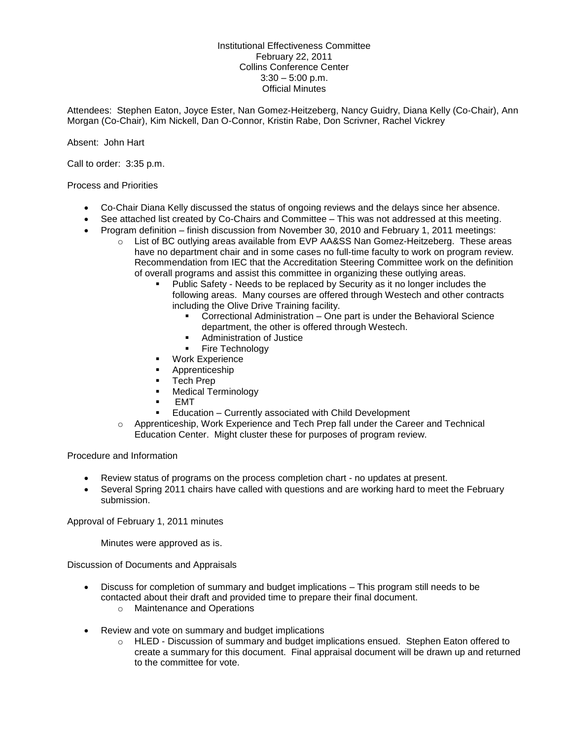Institutional Effectiveness Committee
February 22, 2011
Collins Conference Center
3:30 – 5:00 p.m.
Official Minutes

Attendees: Stephen Eaton, Joyce Ester, Nan Gomez-Heitzeberg, Nancy Guidry, Diana Kelly (Co-Chair), Ann Morgan (Co-Chair), Kim Nickell, Dan O-Connor, Kristin Rabe, Don Scrivner, Rachel Vickrey

Absent: John Hart

Call to order: 3:35 p.m.

Process and Priorities

- Co-Chair Diana Kelly discussed the status of ongoing reviews and the delays since her absence.
- See attached list created by Co-Chairs and Committee – This was not addressed at this meeting.
- Program definition – finish discussion from November 30, 2010 and February 1, 2011 meetings:
    - List of BC outlying areas available from EVP AA&SS Nan Gomez-Heitzeberg. These areas have no department chair and in some cases no full-time faculty to work on program review. Recommendation from IEC that the Accreditation Steering Committee work on the definition of overall programs and assist this committee in organizing these outlying areas.
        - Public Safety - Needs to be replaced by Security as it no longer includes the following areas. Many courses are offered through Westech and other contracts including the Olive Drive Training facility.
            - Correctional Administration – One part is under the Behavioral Science department, the other is offered through Westech.
            - Administration of Justice
            - Fire Technology
        - Work Experience
        - Apprenticeship
        - Tech Prep
        - Medical Terminology
        - EMT
        - Education – Currently associated with Child Development
    - Apprenticeship, Work Experience and Tech Prep fall under the Career and Technical Education Center. Might cluster these for purposes of program review.

Procedure and Information

- Review status of programs on the process completion chart - no updates at present.
- Several Spring 2011 chairs have called with questions and are working hard to meet the February submission.

Approval of February 1, 2011 minutes

Minutes were approved as is.

Discussion of Documents and Appraisals

- Discuss for completion of summary and budget implications – This program still needs to be contacted about their draft and provided time to prepare their final document.
    - Maintenance and Operations
- Review and vote on summary and budget implications
    - HLED - Discussion of summary and budget implications ensued. Stephen Eaton offered to create a summary for this document. Final appraisal document will be drawn up and returned to the committee for vote.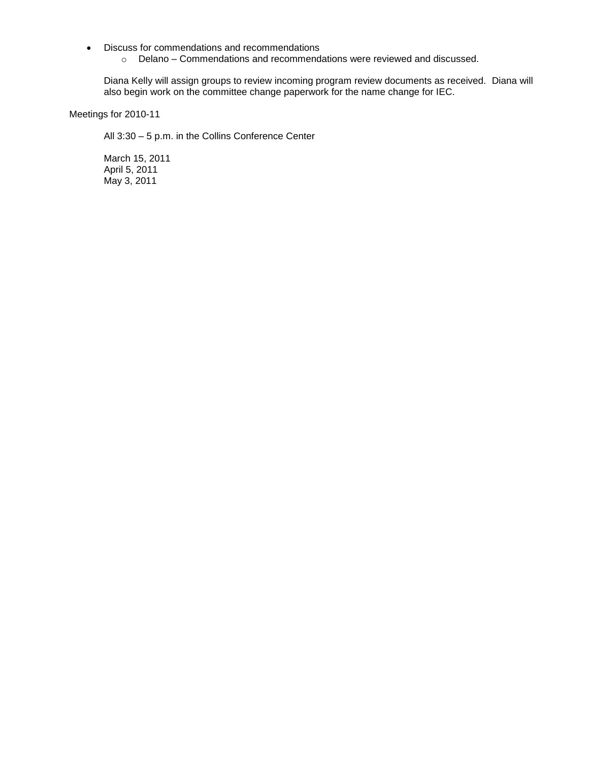- Discuss for commendations and recommendations
  - Delano – Commendations and recommendations were reviewed and discussed.

  Diana Kelly will assign groups to review incoming program review documents as received. Diana will also begin work on the committee change paperwork for the name change for IEC.

Meetings for 2010-11

All 3:30 – 5 p.m. in the Collins Conference Center

March 15, 2011
April 5, 2011
May 3, 2011